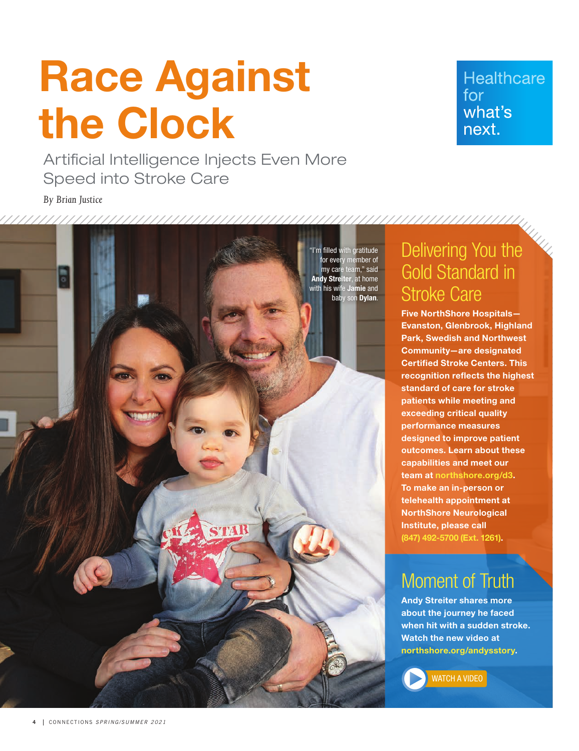# Race Against the Clock

## Artificial Intelligence Injects Even More Speed into Stroke Care

*By Brian Justice*

Healthcare for what's next.

"I'm filled with gratitude for every member of my care team," said **Andy Streiter**, at home with his wife **Jamie** and baby son **Dylan**.

## Delivering You the Gold Standard in Stroke Care

**Five NorthShore Hospitals—Evanston, Glenbrook, Highland Park, Swedish and Northwest Community—are designated Certified Stroke Centers. This recognition reflects the highest standard of care for stroke patients while meeting and exceeding critical quality performance measures designed to improve patient outcomes. Learn about these capabilities and meet our team at northshore.org/d3. To make an in-person or telehealth appointment at NorthShore Neurological Institute, please call (847) 492-5700 (Ext. 1261).**

## Moment of Truth

**Andy Streiter shares more about the journey he faced when hit with a sudden stroke. Watch the new video at northshore.org/andysstory.**

WATCH A VIDEO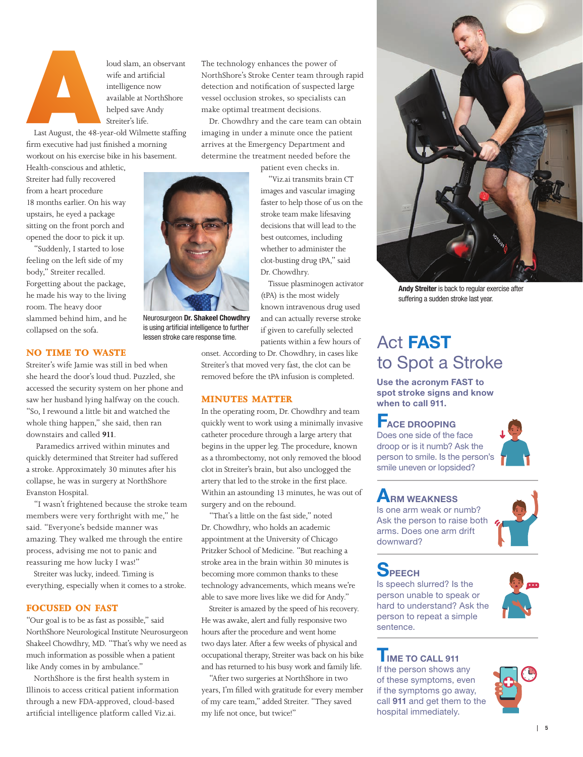A loud slam, an observant wife and artificial intelligence now available at NorthShore helped save Andy Streiter's life.

Last August, the 48-year-old Wilmette staffing firm executive had just finished a morning workout on his exercise bike in his basement. Health-conscious and athletic, Streiter had fully recovered from a heart procedure 18 months earlier. On his way upstairs, he eyed a package sitting on the front porch and opened the door to pick it up.

"Suddenly, I started to lose feeling on the left side of my body," Streiter recalled. Forgetting about the package, he made his way to the living room. The heavy door slammed behind him, and he collapsed on the sofa.

Neurosurgeon **Dr. Shakeel Chowdhry** is using artificial intelligence to further lessen stroke care response time.

## NO TIME TO WASTE

Streiter's wife Jamie was still in bed when she heard the door's loud thud. Puzzled, she accessed the security system on her phone and saw her husband lying halfway on the couch. "So, I rewound a little bit and watched the whole thing happen," she said, then ran downstairs and called **911**.

Paramedics arrived within minutes and quickly determined that Streiter had suffered a stroke. Approximately 30 minutes after his collapse, he was in surgery at NorthShore Evanston Hospital.

"I wasn't frightened because the stroke team members were very forthright with me," he said. "Everyone's bedside manner was amazing. They walked me through the entire process, advising me not to panic and reassuring me how lucky I was!"

Streiter was lucky, indeed. Timing is everything, especially when it comes to a stroke.

## FOCUSED ON FAST

"Our goal is to be as fast as possible," said NorthShore Neurological Institute Neurosurgeon Shakeel Chowdhry, MD. "That's why we need as much information as possible when a patient like Andy comes in by ambulance."

NorthShore is the first health system in Illinois to access critical patient information through a new FDA-approved, cloud-based artificial intelligence platform called Viz.ai.

The technology enhances the power of NorthShore's Stroke Center team through rapid detection and notification of suspected large vessel occlusion strokes, so specialists can make optimal treatment decisions.

Dr. Chowdhry and the care team can obtain imaging in under a minute once the patient arrives at the Emergency Department and determine the treatment needed before the patient even checks in.

"Viz.ai transmits brain CT images and vascular imaging faster to help those of us on the stroke team make lifesaving decisions that will lead to the best outcomes, including whether to administer the clot-busting drug tPA," said Dr. Chowdhry.

Tissue plasminogen activator (tPA) is the most widely known intravenous drug used and can actually reverse stroke if given to carefully selected patients within a few hours of onset. According to Dr. Chowdhry, in cases like Streiter's that moved very fast, the clot can be removed before the tPA infusion is completed.

## MINUTES MATTER

In the operating room, Dr. Chowdhry and team quickly went to work using a minimally invasive catheter procedure through a large artery that begins in the upper leg. The procedure, known as a thrombectomy, not only removed the blood clot in Streiter's brain, but also unclogged the artery that led to the stroke in the first place. Within an astounding 13 minutes, he was out of surgery and on the rebound.

"That's a little on the fast side," noted Dr. Chowdhry, who holds an academic appointment at the University of Chicago Pritzker School of Medicine. "But reaching a stroke area in the brain within 30 minutes is becoming more common thanks to these technology advancements, which means we're able to save more lives like we did for Andy."

Streiter is amazed by the speed of his recovery. He was awake, alert and fully responsive two hours after the procedure and went home two days later. After a few weeks of physical and occupational therapy, Streiter was back on his bike and has returned to his busy work and family life.

"After two surgeries at NorthShore in two years, I'm filled with gratitude for every member of my care team," added Streiter. "They saved my life not once, but twice!"

**Andy Streiter** is back to regular exercise after suffering a sudden stroke last year.

# Act **FAST** to Spot a Stroke

**Use the acronym FAST to spot stroke signs and know when to call 911.**

### FACE DROOPING

Does one side of the face droop or is it numb? Ask the person to smile. Is the person's smile uneven or lopsided?

### ARM WEAKNESS

Is one arm weak or numb? Ask the person to raise both arms. Does one arm drift downward?

### SPEECH

Is speech slurred? Is the person unable to speak or hard to understand? Ask the person to repeat a simple sentence.

### TIME TO CALL 911

If the person shows any of these symptoms, even if the symptoms go away, call **911** and get them to the hospital immediately.